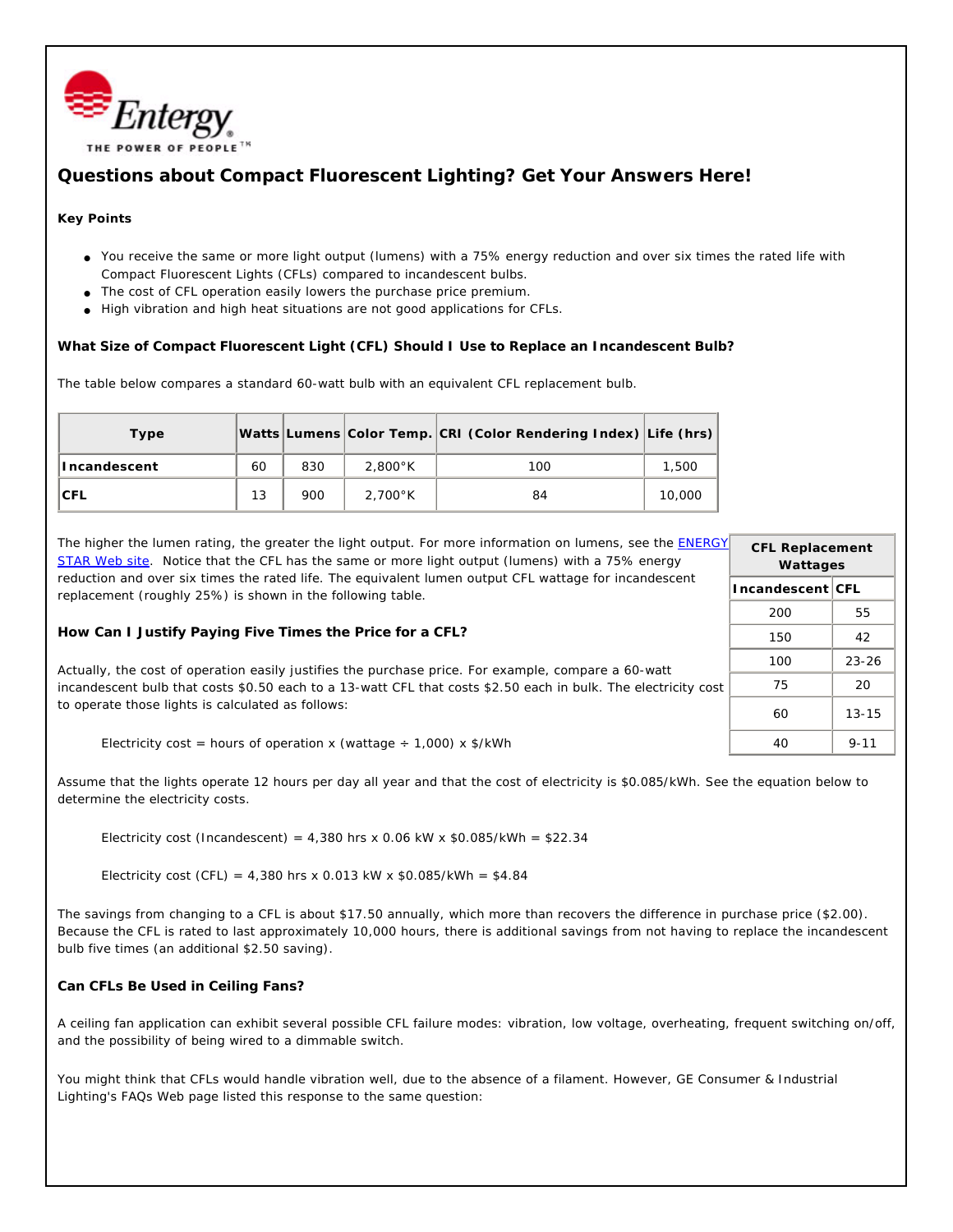Entergy

THE POWER OF PEOPLE™

# Questions about Compact Fluorescent Lighting? Get Your Answers Here!

**Key Points**

- You receive the same or more light output (lumens) with a 75% energy reduction and over six times the rated life with Compact Fluorescent Lights (CFLs) compared to incandescent bulbs.
- The cost of CFL operation easily lowers the purchase price premium.
- High vibration and high heat situations are not good applications for CFLs.

### What Size of Compact Fluorescent Light (CFL) Should I Use to Replace an Incandescent Bulb?

The table below compares a standard 60-watt bulb with an equivalent CFL replacement bulb.

| Type | Watts | Lumens | Color Temp. | CRI (Color Rendering Index) | Life (hrs) |
|---|---|---|---|---|---|
| **Incandescent** | 60 | 830 | 2,800°K | 100 | 1,500 |
| **CFL** | 13 | 900 | 2,700°K | 84 | 10,000 |

The higher the lumen rating, the greater the light output. For more information on lumens, see the ENERGY STAR Web site. Notice that the CFL has the same or more light output (lumens) with a 75% energy reduction and over six times the rated life. The equivalent lumen output CFL wattage for incandescent replacement (roughly 25%) is shown in the following table.

| CFL Replacement Wattages | |
|---|---|
| **Incandescent** | **CFL** |
| 200 | 55 |
| 150 | 42 |
| 100 | 23-26 |
| 75 | 20 |
| 60 | 13-15 |
| 40 | 9-11 |

### How Can I Justify Paying Five Times the Price for a CFL?

Actually, the cost of operation easily justifies the purchase price. For example, compare a 60-watt incandescent bulb that costs $0.50 each to a 13-watt CFL that costs $2.50 each in bulk. The electricity cost to operate those lights is calculated as follows:

Electricity cost = hours of operation x (wattage ÷ 1,000) x $/kWh

Assume that the lights operate 12 hours per day all year and that the cost of electricity is $0.085/kWh. See the equation below to determine the electricity costs.

Electricity cost (Incandescent) = 4,380 hrs x 0.06 kW x $0.085/kWh = $22.34

Electricity cost (CFL) = 4,380 hrs x 0.013 kW x $0.085/kWh = $4.84

The savings from changing to a CFL is about $17.50 annually, which more than recovers the difference in purchase price ($2.00). Because the CFL is rated to last approximately 10,000 hours, there is additional savings from not having to replace the incandescent bulb five times (an additional $2.50 saving).

### Can CFLs Be Used in Ceiling Fans?

A ceiling fan application can exhibit several possible CFL failure modes: vibration, low voltage, overheating, frequent switching on/off, and the possibility of being wired to a dimmable switch.

You might think that CFLs would handle vibration well, due to the absence of a filament. However, GE Consumer & Industrial Lighting's FAQs Web page listed this response to the same question: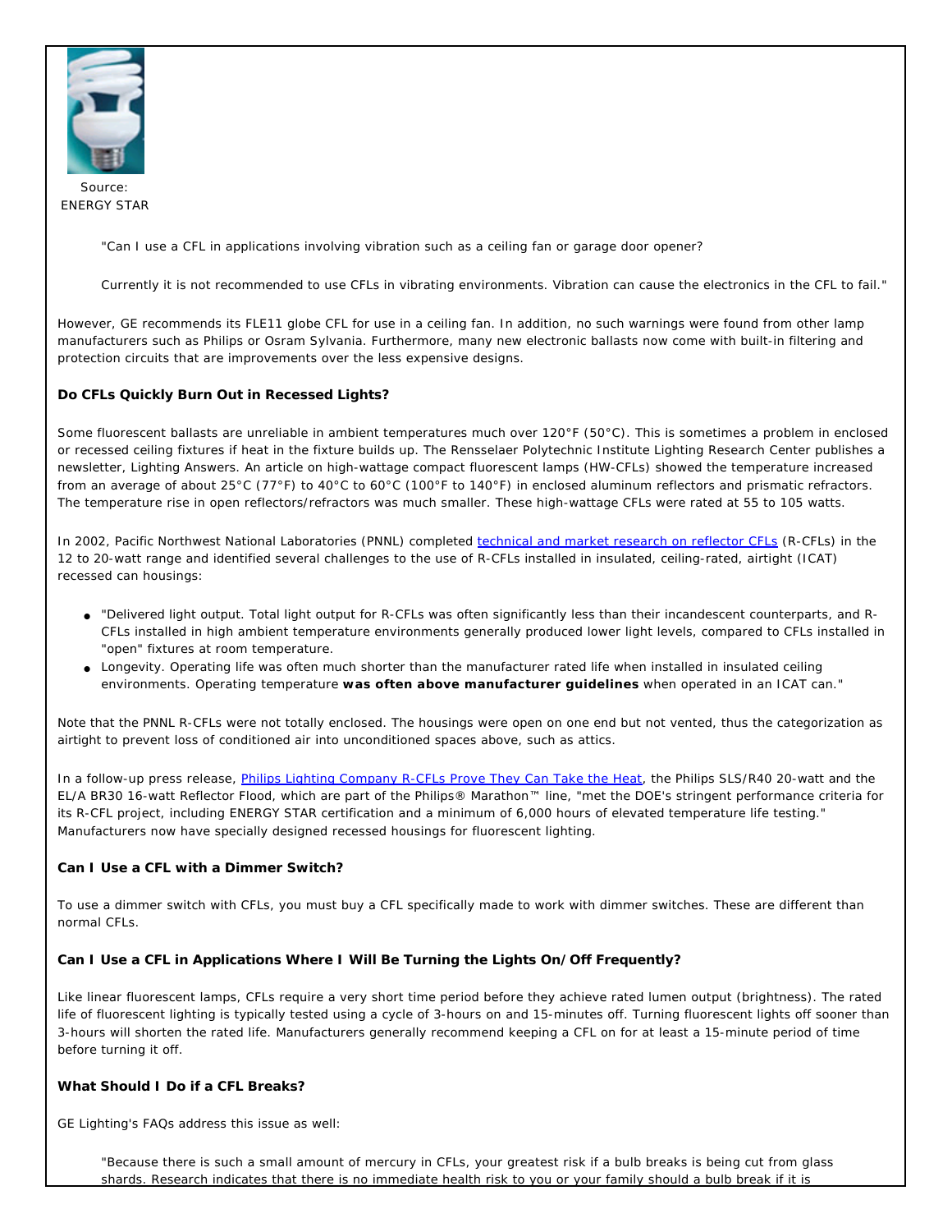Source:
ENERGY STAR

> "Can I use a CFL in applications involving vibration such as a ceiling fan or garage door opener?
>
> Currently it is not recommended to use CFLs in vibrating environments. Vibration can cause the electronics in the CFL to fail."

However, GE recommends its FLE11 globe CFL for use in a ceiling fan. In addition, no such warnings were found from other lamp manufacturers such as Philips or Osram Sylvania. Furthermore, many new electronic ballasts now come with built-in filtering and protection circuits that are improvements over the less expensive designs.

### Do CFLs Quickly Burn Out in Recessed Lights?

Some fluorescent ballasts are unreliable in ambient temperatures much over 120°F (50°C). This is sometimes a problem in enclosed or recessed ceiling fixtures if heat in the fixture builds up. The Rensselaer Polytechnic Institute Lighting Research Center publishes a newsletter, Lighting Answers. An article on high-wattage compact fluorescent lamps (HW-CFLs) showed the temperature increased from an average of about 25°C (77°F) to 40°C to 60°C (100°F to 140°F) in enclosed aluminum reflectors and prismatic refractors. The temperature rise in open reflectors/refractors was much smaller. These high-wattage CFLs were rated at 55 to 105 watts.

In 2002, Pacific Northwest National Laboratories (PNNL) completed [technical and market research on reflector CFLs] (R-CFLs) in the 12 to 20-watt range and identified several challenges to the use of R-CFLs installed in insulated, ceiling-rated, airtight (ICAT) recessed can housings:

- "Delivered light output. Total light output for R-CFLs was often significantly less than their incandescent counterparts, and R-CFLs installed in high ambient temperature environments generally produced lower light levels, compared to CFLs installed in "open" fixtures at room temperature.
- Longevity. Operating life was often much shorter than the manufacturer rated life when installed in insulated ceiling environments. Operating temperature **was often above manufacturer guidelines** when operated in an ICAT can."

Note that the PNNL R-CFLs were not totally enclosed. The housings were open on one end but not vented, thus the categorization as airtight to prevent loss of conditioned air into unconditioned spaces above, such as attics.

In a follow-up press release, [Philips Lighting Company R-CFLs Prove They Can Take the Heat], the Philips SLS/R40 20-watt and the EL/A BR30 16-watt Reflector Flood, which are part of the Philips® Marathon™ line, "met the DOE's stringent performance criteria for its R-CFL project, including ENERGY STAR certification and a minimum of 6,000 hours of elevated temperature life testing." Manufacturers now have specially designed recessed housings for fluorescent lighting.

### Can I Use a CFL with a Dimmer Switch?

To use a dimmer switch with CFLs, you must buy a CFL specifically made to work with dimmer switches. These are different than normal CFLs.

### Can I Use a CFL in Applications Where I Will Be Turning the Lights On/Off Frequently?

Like linear fluorescent lamps, CFLs require a very short time period before they achieve rated lumen output (brightness). The rated life of fluorescent lighting is typically tested using a cycle of 3-hours on and 15-minutes off. Turning fluorescent lights off sooner than 3-hours will shorten the rated life. Manufacturers generally recommend keeping a CFL on for at least a 15-minute period of time before turning it off.

### What Should I Do if a CFL Breaks?

GE Lighting's FAQs address this issue as well:

> "Because there is such a small amount of mercury in CFLs, your greatest risk if a bulb breaks is being cut from glass shards. Research indicates that there is no immediate health risk to you or your family should a bulb break if it is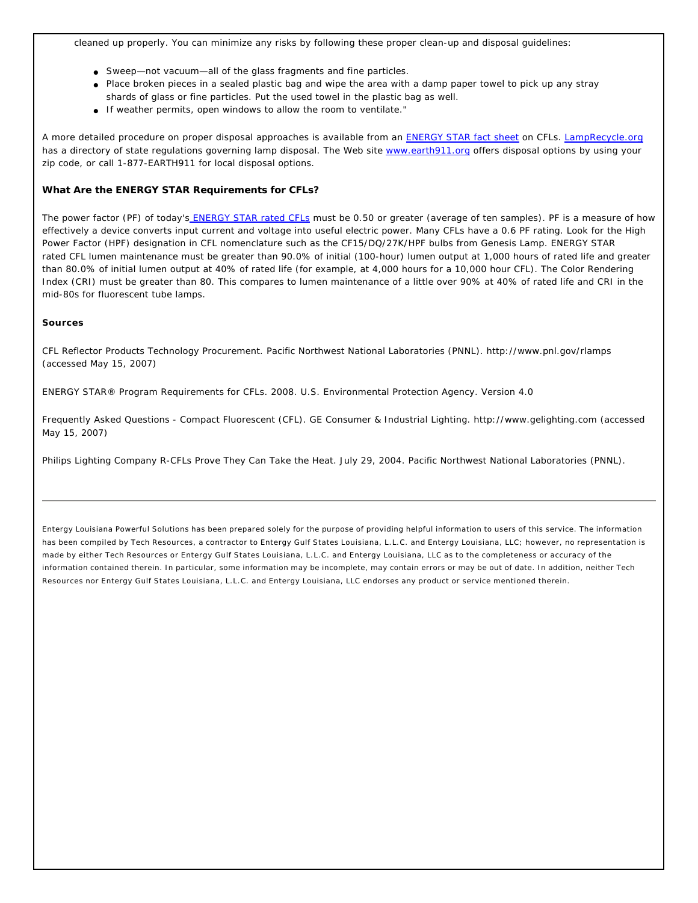cleaned up properly. You can minimize any risks by following these proper clean-up and disposal guidelines:

- Sweep—not vacuum—all of the glass fragments and fine particles.
- Place broken pieces in a sealed plastic bag and wipe the area with a damp paper towel to pick up any stray shards of glass or fine particles. Put the used towel in the plastic bag as well.
- If weather permits, open windows to allow the room to ventilate."

A more detailed procedure on proper disposal approaches is available from an ENERGY STAR fact sheet on CFLs. LampRecycle.org has a directory of state regulations governing lamp disposal. The Web site www.earth911.org offers disposal options by using your zip code, or call 1-877-EARTH911 for local disposal options.

### What Are the ENERGY STAR Requirements for CFLs?

The power factor (PF) of today's ENERGY STAR rated CFLs must be 0.50 or greater (average of ten samples). PF is a measure of how effectively a device converts input current and voltage into useful electric power. Many CFLs have a 0.6 PF rating. Look for the High Power Factor (HPF) designation in CFL nomenclature such as the CF15/DQ/27K/HPF bulbs from Genesis Lamp. ENERGY STAR rated CFL lumen maintenance must be greater than 90.0% of initial (100-hour) lumen output at 1,000 hours of rated life and greater than 80.0% of initial lumen output at 40% of rated life (for example, at 4,000 hours for a 10,000 hour CFL). The Color Rendering Index (CRI) must be greater than 80. This compares to lumen maintenance of a little over 90% at 40% of rated life and CRI in the mid-80s for fluorescent tube lamps.

#### Sources

CFL Reflector Products Technology Procurement. Pacific Northwest National Laboratories (PNNL). http://www.pnl.gov/rlamps (accessed May 15, 2007)

ENERGY STAR® Program Requirements for CFLs. 2008. U.S. Environmental Protection Agency. Version 4.0

Frequently Asked Questions - Compact Fluorescent (CFL). GE Consumer & Industrial Lighting. http://www.gelighting.com (accessed May 15, 2007)

Philips Lighting Company R-CFLs Prove They Can Take the Heat. July 29, 2004. Pacific Northwest National Laboratories (PNNL).

---

Entergy Louisiana Powerful Solutions has been prepared solely for the purpose of providing helpful information to users of this service. The information has been compiled by Tech Resources, a contractor to Entergy Gulf States Louisiana, L.L.C. and Entergy Louisiana, LLC; however, no representation is made by either Tech Resources or Entergy Gulf States Louisiana, L.L.C. and Entergy Louisiana, LLC as to the completeness or accuracy of the information contained therein. In particular, some information may be incomplete, may contain errors or may be out of date. In addition, neither Tech Resources nor Entergy Gulf States Louisiana, L.L.C. and Entergy Louisiana, LLC endorses any product or service mentioned therein.